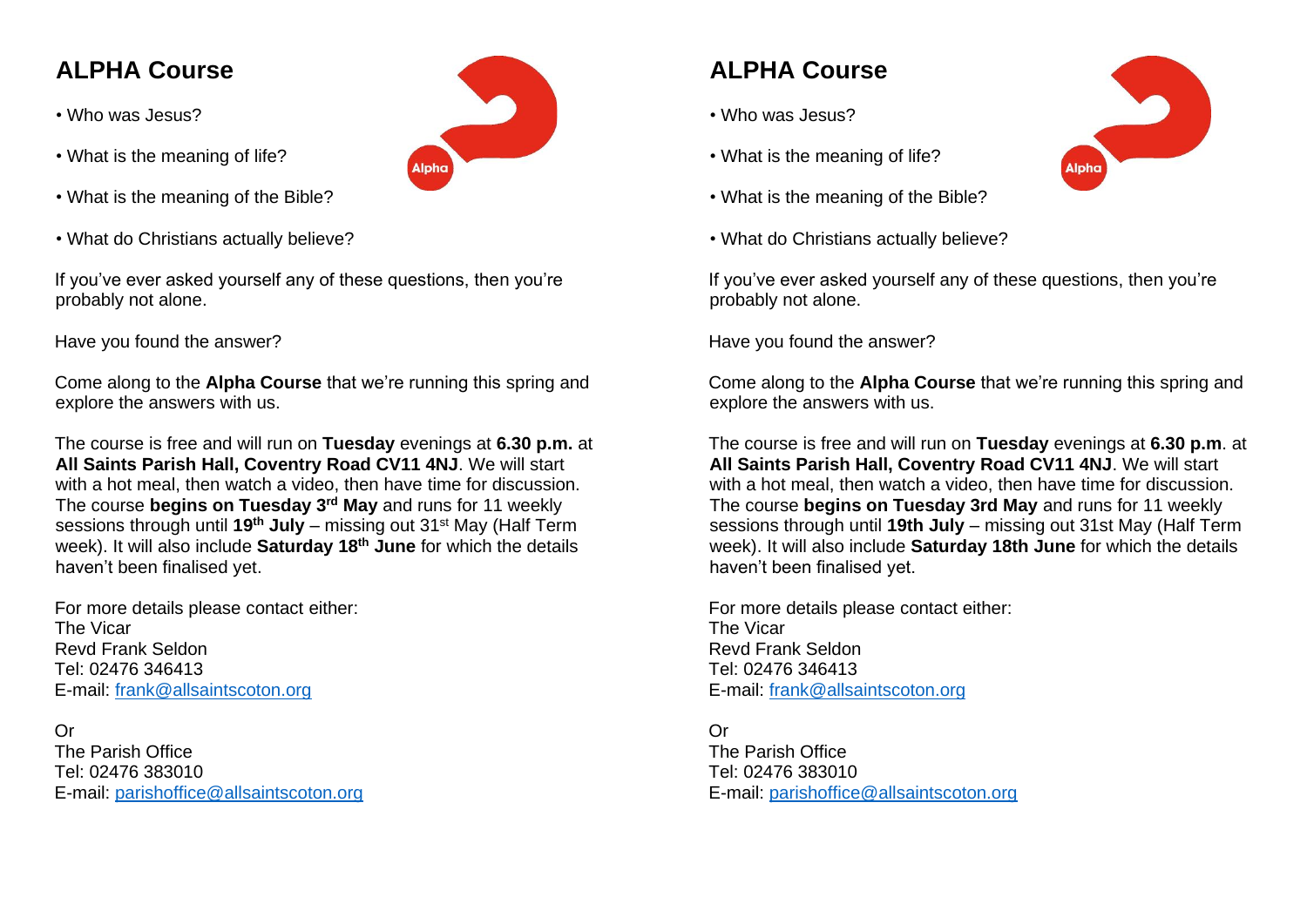# ALPHA Course

- Who was Jesus?
- What is the meaning of life?
- What is the meaning of the Bible?
- What do Christians actually believe?

If you've ever asked yourself any of these questions, then you're probably not alone.

Have you found the answer?

Come along to the **Alpha Course** that we're running this spring and explore the answers with us.

The course is free and will run on **Tuesday** evenings at **6.30 p.m.** at **All Saints Parish Hall, Coventry Road CV11 4NJ**. We will start with a hot meal, then watch a video, then have time for discussion. The course **begins on Tuesday 3rd May** and runs for 11 weekly sessions through until **19th July** – missing out 31st May (Half Term week). It will also include **Saturday 18th June** for which the details haven't been finalised yet.

For more details please contact either:
The Vicar
Revd Frank Seldon
Tel: 02476 346413
E-mail: frank@allsaintscoton.org

Or
The Parish Office
Tel: 02476 383010
E-mail: parishoffice@allsaintscoton.org

# ALPHA Course

- Who was Jesus?
- What is the meaning of life?
- What is the meaning of the Bible?
- What do Christians actually believe?

If you've ever asked yourself any of these questions, then you're probably not alone.

Have you found the answer?

Come along to the **Alpha Course** that we're running this spring and explore the answers with us.

The course is free and will run on **Tuesday** evenings at **6.30 p.m**. at **All Saints Parish Hall, Coventry Road CV11 4NJ**. We will start with a hot meal, then watch a video, then have time for discussion. The course **begins on Tuesday 3rd May** and runs for 11 weekly sessions through until **19th July** – missing out 31st May (Half Term week). It will also include **Saturday 18th June** for which the details haven't been finalised yet.

For more details please contact either:
The Vicar
Revd Frank Seldon
Tel: 02476 346413
E-mail: frank@allsaintscoton.org

Or
The Parish Office
Tel: 02476 383010
E-mail: parishoffice@allsaintscoton.org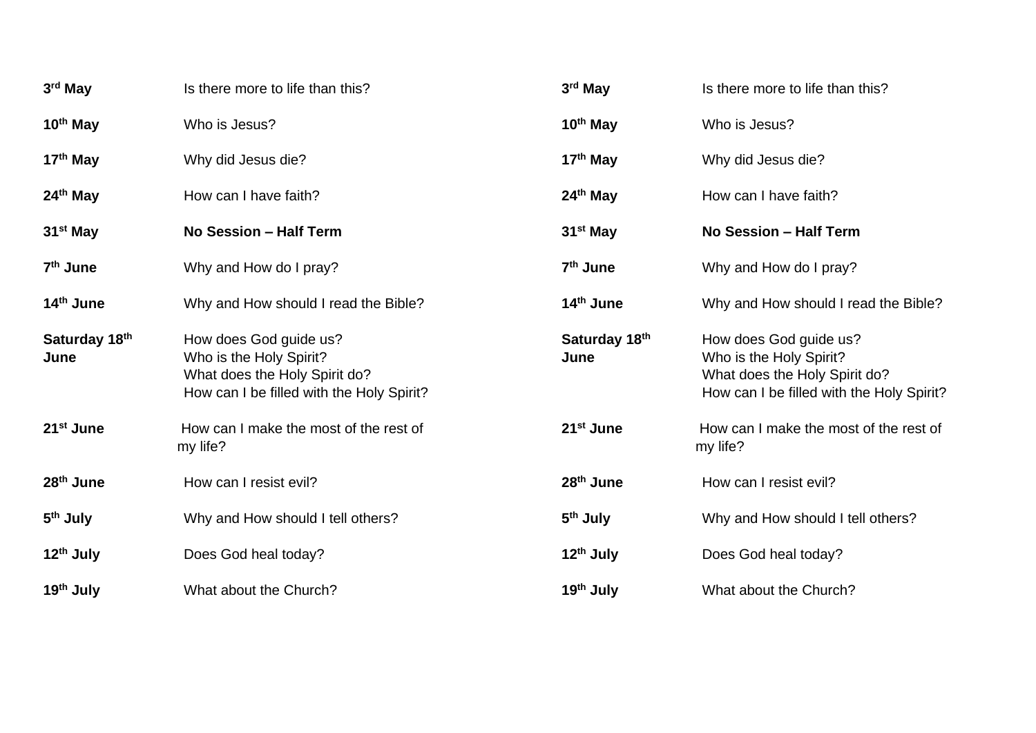| | |
|---|---|
| **3rd May** | Is there more to life than this? |
| **10th May** | Who is Jesus? |
| **17th May** | Why did Jesus die? |
| **24th May** | How can I have faith? |
| **31st May** | **No Session – Half Term** |
| **7th June** | Why and How do I pray? |
| **14th June** | Why and How should I read the Bible? |
| **Saturday 18th June** | How does God guide us?<br>Who is the Holy Spirit?<br>What does the Holy Spirit do?<br>How can I be filled with the Holy Spirit? |
| **21st June** | How can I make the most of the rest of my life? |
| **28th June** | How can I resist evil? |
| **5th July** | Why and How should I tell others? |
| **12th July** | Does God heal today? |
| **19th July** | What about the Church? |

| | |
|---|---|
| **3rd May** | Is there more to life than this? |
| **10th May** | Who is Jesus? |
| **17th May** | Why did Jesus die? |
| **24th May** | How can I have faith? |
| **31st May** | **No Session – Half Term** |
| **7th June** | Why and How do I pray? |
| **14th June** | Why and How should I read the Bible? |
| **Saturday 18th June** | How does God guide us?<br>Who is the Holy Spirit?<br>What does the Holy Spirit do?<br>How can I be filled with the Holy Spirit? |
| **21st June** | How can I make the most of the rest of my life? |
| **28th June** | How can I resist evil? |
| **5th July** | Why and How should I tell others? |
| **12th July** | Does God heal today? |
| **19th July** | What about the Church? |